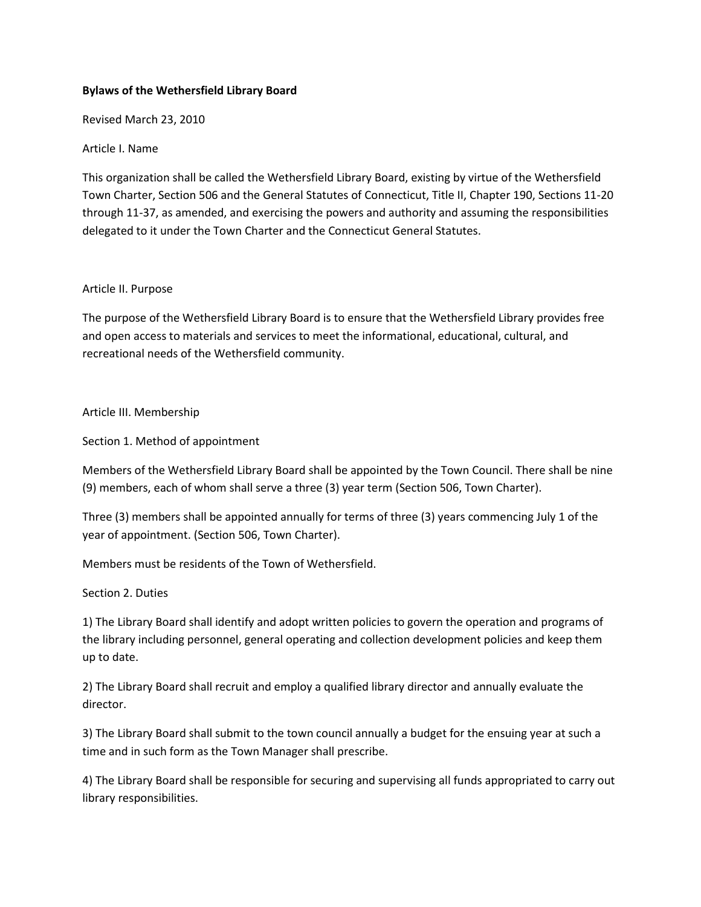# Bylaws of the Wethersfield Library Board

Revised March 23, 2010

## Article I. Name

This organization shall be called the Wethersfield Library Board, existing by virtue of the Wethersfield Town Charter, Section 506 and the General Statutes of Connecticut, Title II, Chapter 190, Sections 11-20 through 11-37, as amended, and exercising the powers and authority and assuming the responsibilities delegated to it under the Town Charter and the Connecticut General Statutes.

## Article II. Purpose

The purpose of the Wethersfield Library Board is to ensure that the Wethersfield Library provides free and open access to materials and services to meet the informational, educational, cultural, and recreational needs of the Wethersfield community.

## Article III. Membership

### Section 1. Method of appointment

Members of the Wethersfield Library Board shall be appointed by the Town Council. There shall be nine (9) members, each of whom shall serve a three (3) year term (Section 506, Town Charter).

Three (3) members shall be appointed annually for terms of three (3) years commencing July 1 of the year of appointment. (Section 506, Town Charter).

Members must be residents of the Town of Wethersfield.

### Section 2. Duties

1) The Library Board shall identify and adopt written policies to govern the operation and programs of the library including personnel, general operating and collection development policies and keep them up to date.

2) The Library Board shall recruit and employ a qualified library director and annually evaluate the director.

3) The Library Board shall submit to the town council annually a budget for the ensuing year at such a time and in such form as the Town Manager shall prescribe.

4) The Library Board shall be responsible for securing and supervising all funds appropriated to carry out library responsibilities.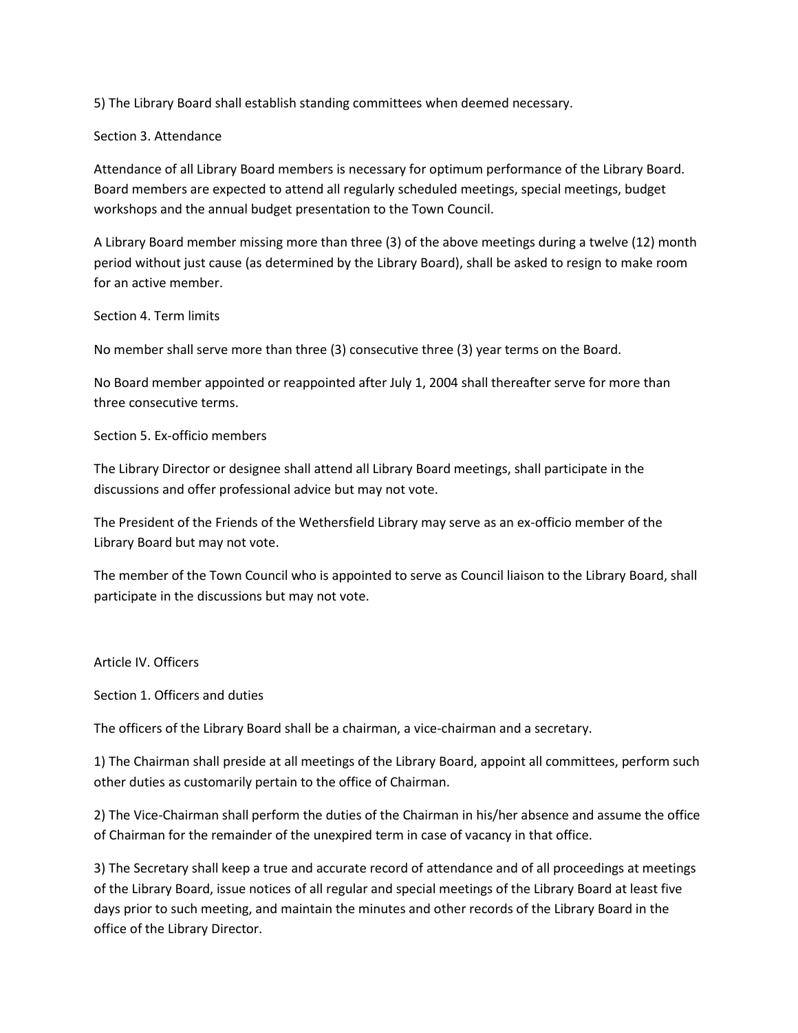5) The Library Board shall establish standing committees when deemed necessary.

### Section 3. Attendance

Attendance of all Library Board members is necessary for optimum performance of the Library Board. Board members are expected to attend all regularly scheduled meetings, special meetings, budget workshops and the annual budget presentation to the Town Council.

A Library Board member missing more than three (3) of the above meetings during a twelve (12) month period without just cause (as determined by the Library Board), shall be asked to resign to make room for an active member.

### Section 4. Term limits

No member shall serve more than three (3) consecutive three (3) year terms on the Board.

No Board member appointed or reappointed after July 1, 2004 shall thereafter serve for more than three consecutive terms.

### Section 5. Ex-officio members

The Library Director or designee shall attend all Library Board meetings, shall participate in the discussions and offer professional advice but may not vote.

The President of the Friends of the Wethersfield Library may serve as an ex-officio member of the Library Board but may not vote.

The member of the Town Council who is appointed to serve as Council liaison to the Library Board, shall participate in the discussions but may not vote.

## Article IV. Officers

### Section 1. Officers and duties

The officers of the Library Board shall be a chairman, a vice-chairman and a secretary.

1) The Chairman shall preside at all meetings of the Library Board, appoint all committees, perform such other duties as customarily pertain to the office of Chairman.

2) The Vice-Chairman shall perform the duties of the Chairman in his/her absence and assume the office of Chairman for the remainder of the unexpired term in case of vacancy in that office.

3) The Secretary shall keep a true and accurate record of attendance and of all proceedings at meetings of the Library Board, issue notices of all regular and special meetings of the Library Board at least five days prior to such meeting, and maintain the minutes and other records of the Library Board in the office of the Library Director.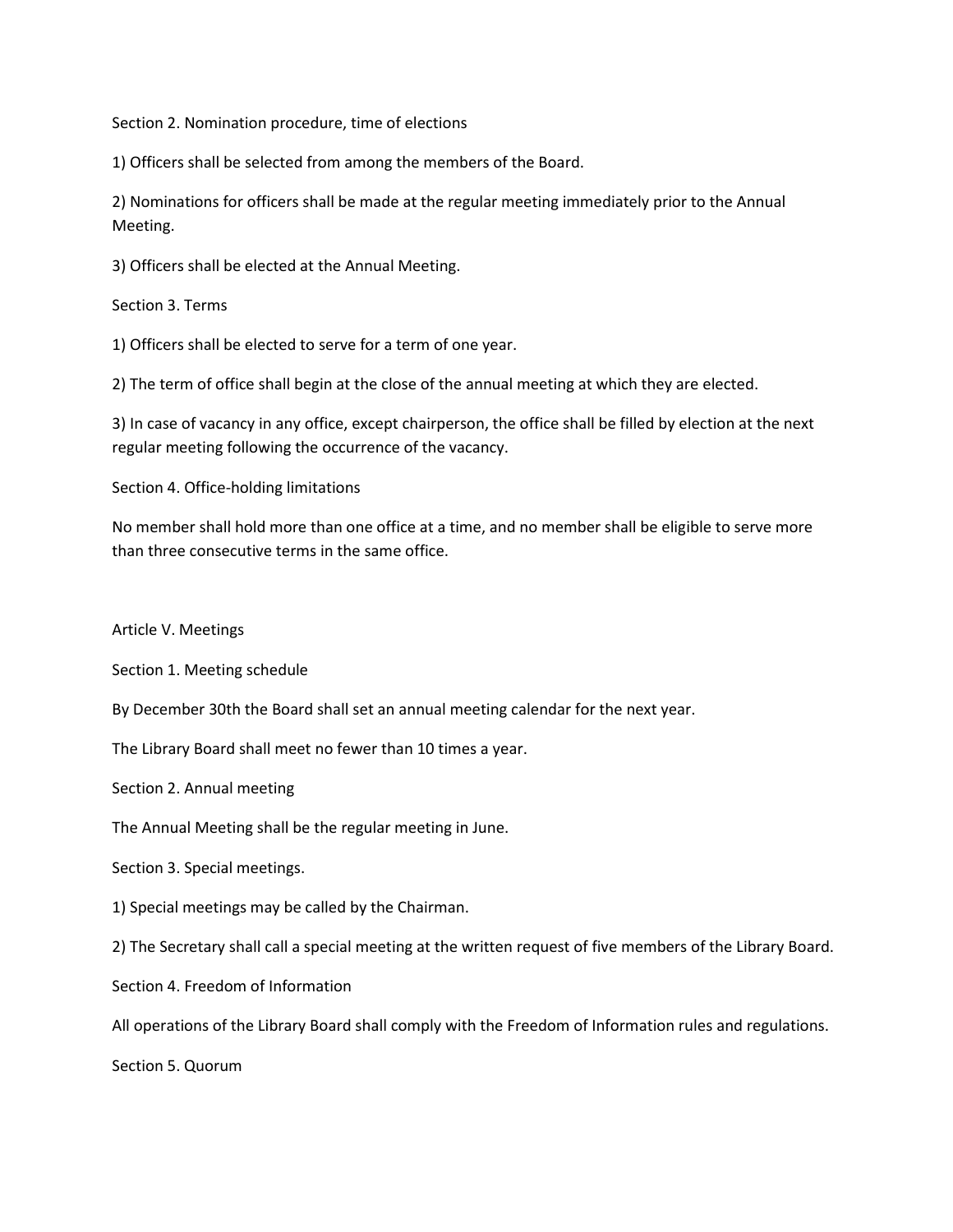### Section 2. Nomination procedure, time of elections

1) Officers shall be selected from among the members of the Board.

2) Nominations for officers shall be made at the regular meeting immediately prior to the Annual Meeting.

3) Officers shall be elected at the Annual Meeting.

### Section 3. Terms

1) Officers shall be elected to serve for a term of one year.

2) The term of office shall begin at the close of the annual meeting at which they are elected.

3) In case of vacancy in any office, except chairperson, the office shall be filled by election at the next regular meeting following the occurrence of the vacancy.

### Section 4. Office-holding limitations

No member shall hold more than one office at a time, and no member shall be eligible to serve more than three consecutive terms in the same office.

## Article V. Meetings

### Section 1. Meeting schedule

By December 30th the Board shall set an annual meeting calendar for the next year.

The Library Board shall meet no fewer than 10 times a year.

### Section 2. Annual meeting

The Annual Meeting shall be the regular meeting in June.

### Section 3. Special meetings.

1) Special meetings may be called by the Chairman.

2) The Secretary shall call a special meeting at the written request of five members of the Library Board.

### Section 4. Freedom of Information

All operations of the Library Board shall comply with the Freedom of Information rules and regulations.

### Section 5. Quorum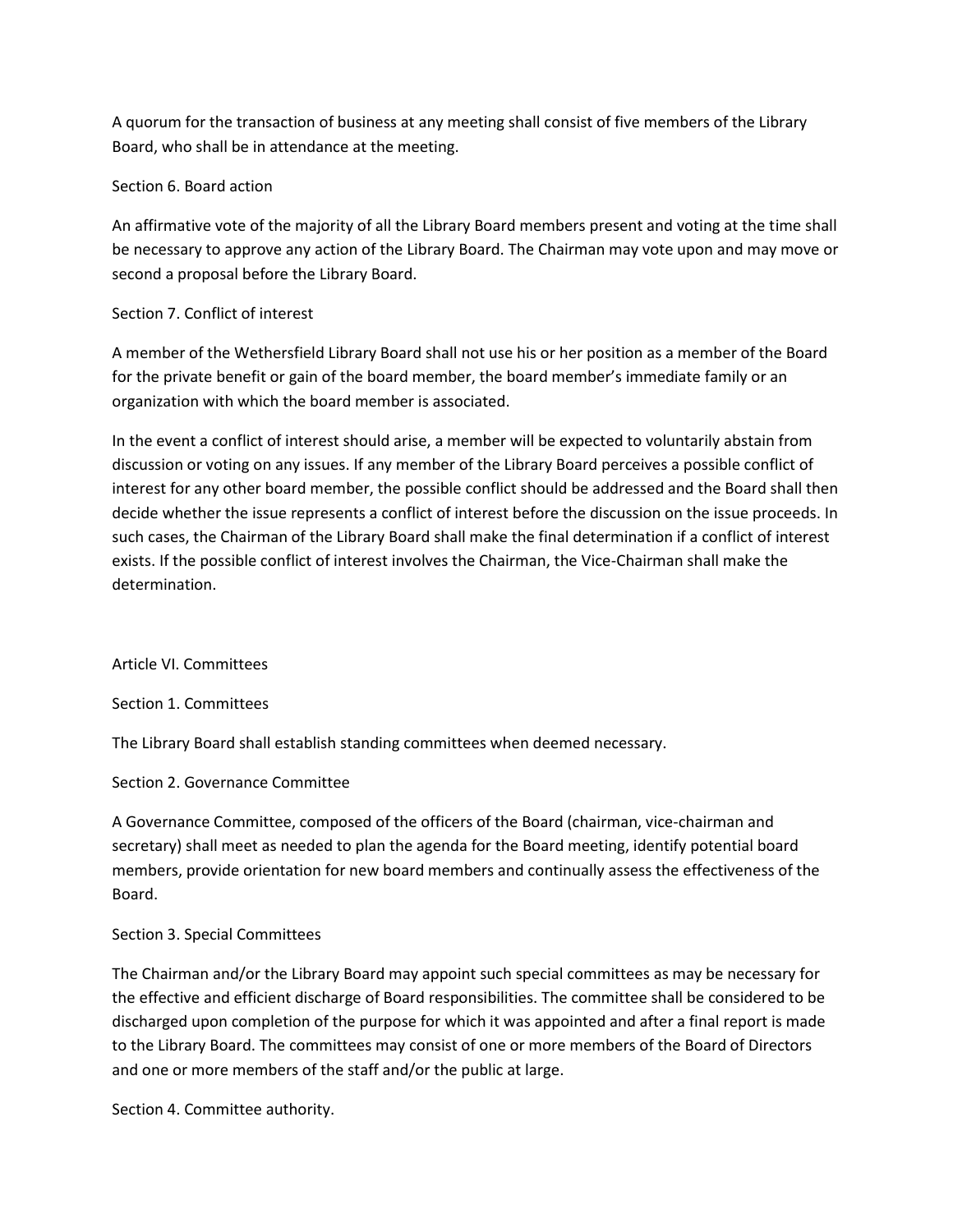A quorum for the transaction of business at any meeting shall consist of five members of the Library Board, who shall be in attendance at the meeting.

### Section 6. Board action

An affirmative vote of the majority of all the Library Board members present and voting at the time shall be necessary to approve any action of the Library Board. The Chairman may vote upon and may move or second a proposal before the Library Board.

### Section 7. Conflict of interest

A member of the Wethersfield Library Board shall not use his or her position as a member of the Board for the private benefit or gain of the board member, the board member's immediate family or an organization with which the board member is associated.

In the event a conflict of interest should arise, a member will be expected to voluntarily abstain from discussion or voting on any issues. If any member of the Library Board perceives a possible conflict of interest for any other board member, the possible conflict should be addressed and the Board shall then decide whether the issue represents a conflict of interest before the discussion on the issue proceeds. In such cases, the Chairman of the Library Board shall make the final determination if a conflict of interest exists. If the possible conflict of interest involves the Chairman, the Vice-Chairman shall make the determination.

## Article VI. Committees

### Section 1. Committees

The Library Board shall establish standing committees when deemed necessary.

### Section 2. Governance Committee

A Governance Committee, composed of the officers of the Board (chairman, vice-chairman and secretary) shall meet as needed to plan the agenda for the Board meeting, identify potential board members, provide orientation for new board members and continually assess the effectiveness of the Board.

### Section 3. Special Committees

The Chairman and/or the Library Board may appoint such special committees as may be necessary for the effective and efficient discharge of Board responsibilities. The committee shall be considered to be discharged upon completion of the purpose for which it was appointed and after a final report is made to the Library Board. The committees may consist of one or more members of the Board of Directors and one or more members of the staff and/or the public at large.

### Section 4. Committee authority.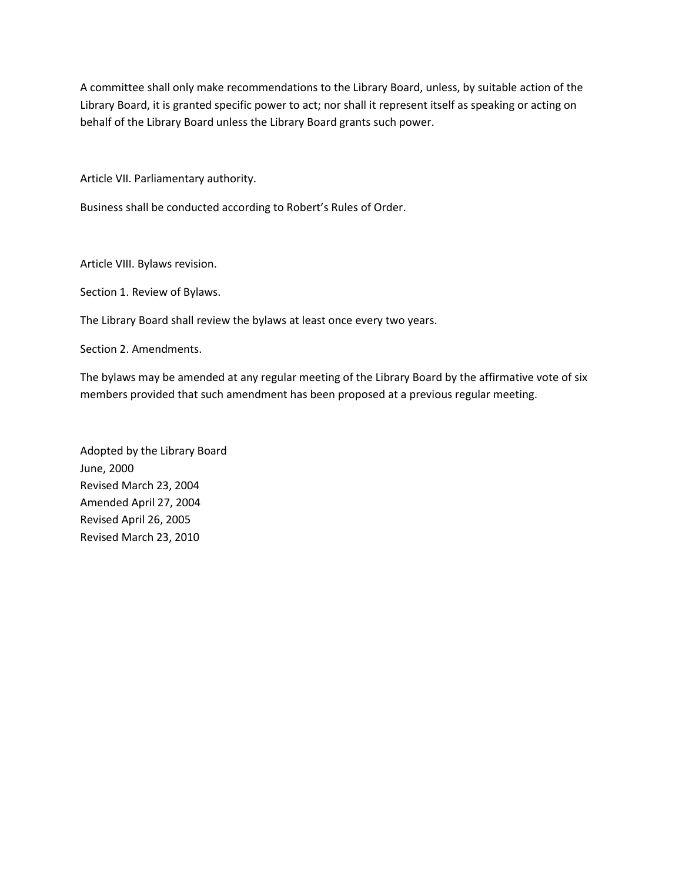A committee shall only make recommendations to the Library Board, unless, by suitable action of the Library Board, it is granted specific power to act; nor shall it represent itself as speaking or acting on behalf of the Library Board unless the Library Board grants such power.

## Article VII. Parliamentary authority.

Business shall be conducted according to Robert's Rules of Order.

## Article VIII. Bylaws revision.

### Section 1. Review of Bylaws.

The Library Board shall review the bylaws at least once every two years.

### Section 2. Amendments.

The bylaws may be amended at any regular meeting of the Library Board by the affirmative vote of six members provided that such amendment has been proposed at a previous regular meeting.

Adopted by the Library Board  
June, 2000  
Revised March 23, 2004  
Amended April 27, 2004  
Revised April 26, 2005  
Revised March 23, 2010